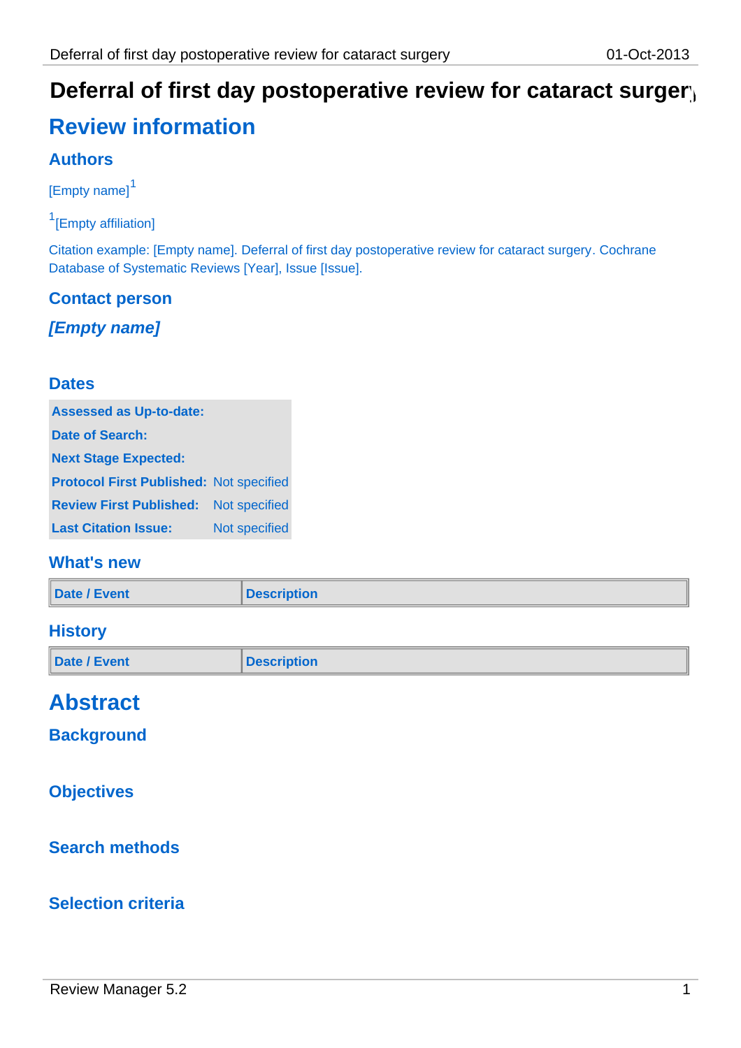# Deferral of first day postoperative review for cataract surgery

## Review information

### Authors

[Empty name][1]

[1][Empty affiliation]

Citation example: [Empty name]. Deferral of first day postoperative review for cataract surgery. Cochrane Database of Systematic Reviews [Year], Issue [Issue].

### Contact person

***[Empty name]***

### Dates

| | |
|---|---|
| **Assessed as Up-to-date:** | |
| **Date of Search:** | |
| **Next Stage Expected:** | |
| **Protocol First Published:** | Not specified |
| **Review First Published:** | Not specified |
| **Last Citation Issue:** | Not specified |

### What's new

| Date / Event | Description |
|---|---|

### History

| Date / Event | Description |
|---|---|

## Abstract

### Background

### Objectives

### Search methods

### Selection criteria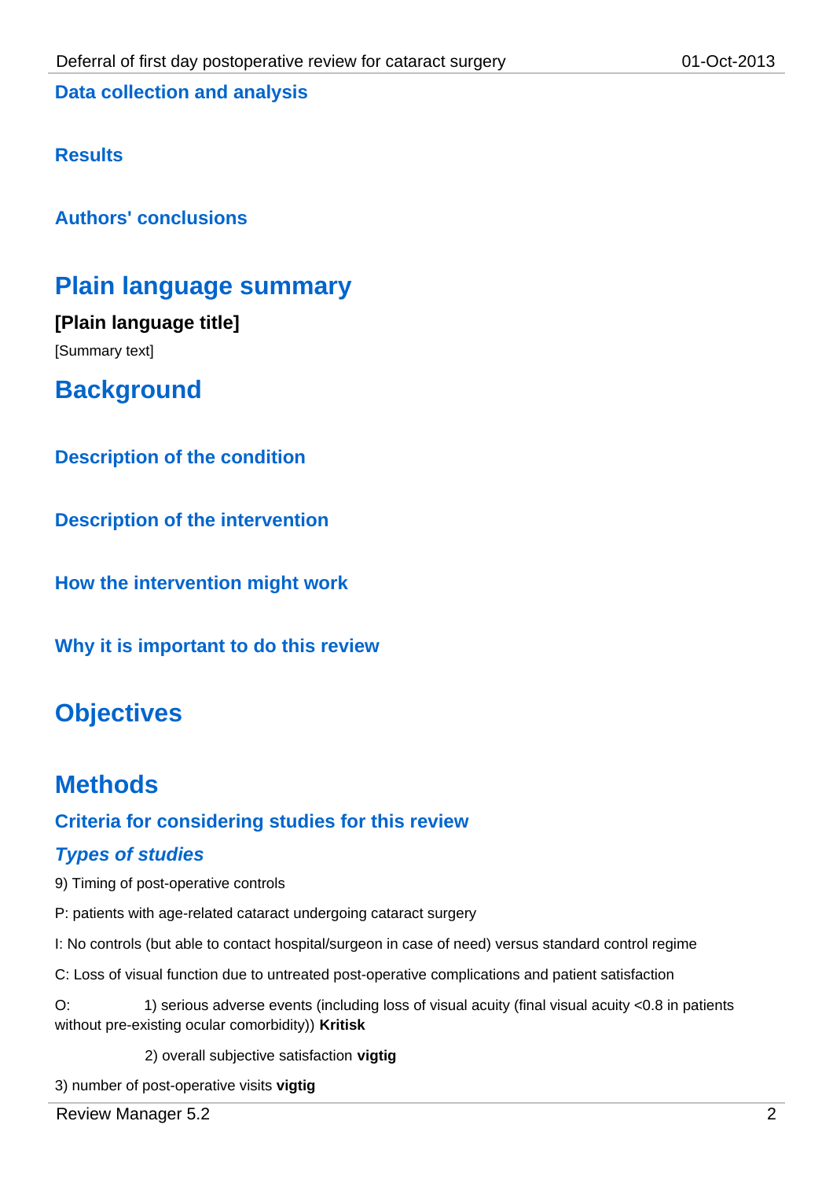### Data collection and analysis

### Results

### Authors' conclusions

# Plain language summary

**[Plain language title]**

[Summary text]

# Background

### Description of the condition

### Description of the intervention

### How the intervention might work

### Why it is important to do this review

# Objectives

# Methods

## Criteria for considering studies for this review

### *Types of studies*

9) Timing of post-operative controls

P: patients with age-related cataract undergoing cataract surgery

I: No controls (but able to contact hospital/surgeon in case of need) versus standard control regime

C: Loss of visual function due to untreated post-operative complications and patient satisfaction

O: 1) serious adverse events (including loss of visual acuity (final visual acuity <0.8 in patients without pre-existing ocular comorbidity)) **Kritisk**

2) overall subjective satisfaction **vigtig**

3) number of post-operative visits **vigtig**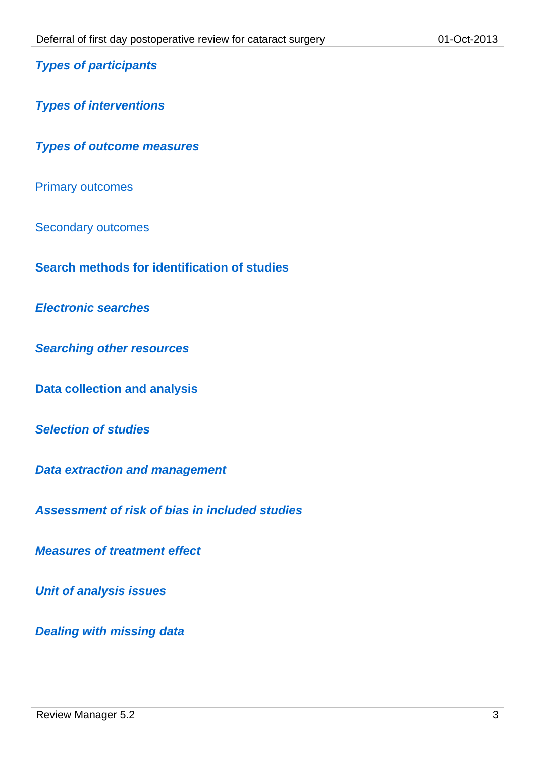### *Types of participants*

### *Types of interventions*

### *Types of outcome measures*

#### Primary outcomes

#### Secondary outcomes

## Search methods for identification of studies

### *Electronic searches*

### *Searching other resources*

## Data collection and analysis

### *Selection of studies*

### *Data extraction and management*

### *Assessment of risk of bias in included studies*

### *Measures of treatment effect*

### *Unit of analysis issues*

### *Dealing with missing data*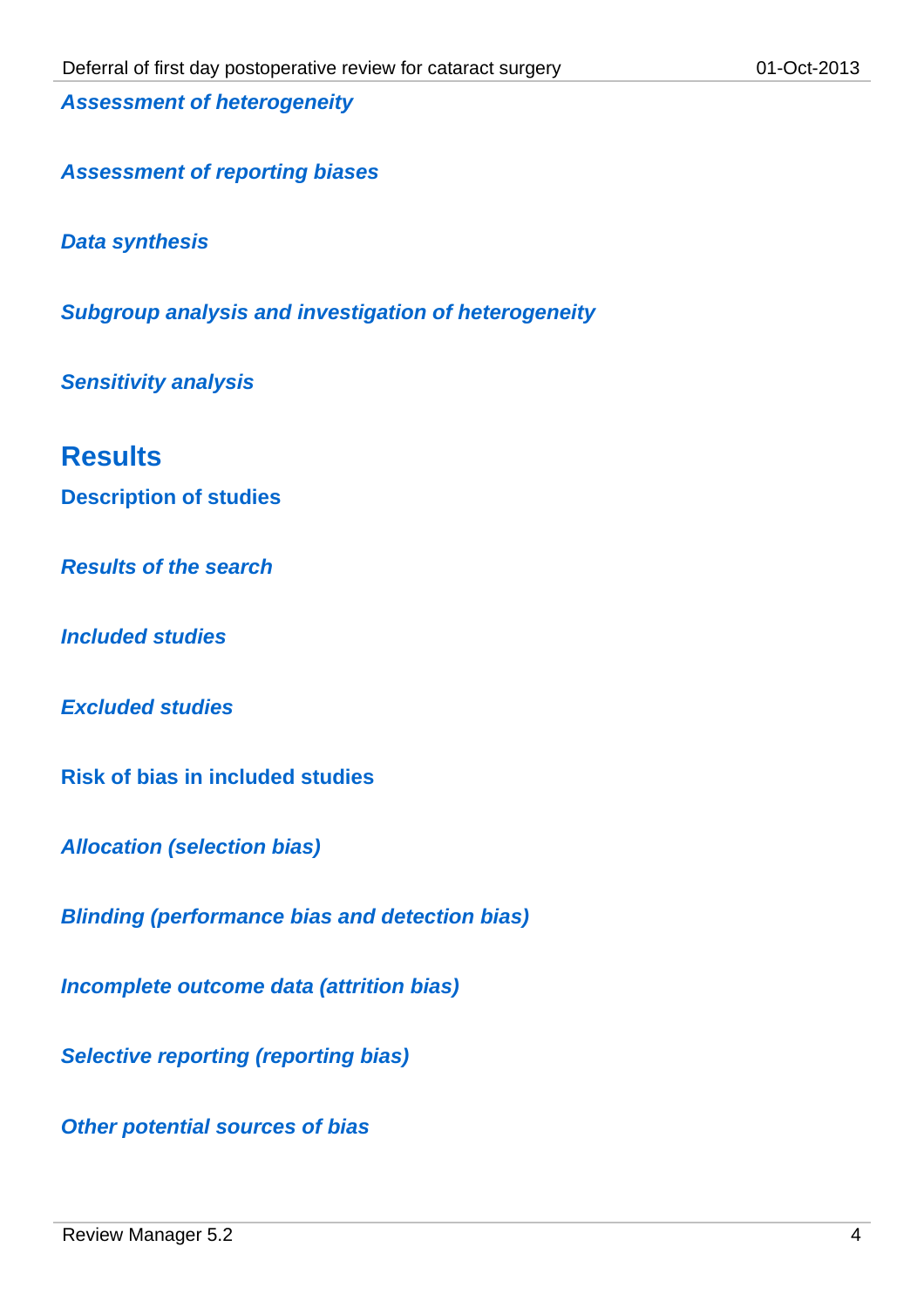#### *Assessment of heterogeneity*

#### *Assessment of reporting biases*

#### *Data synthesis*

#### *Subgroup analysis and investigation of heterogeneity*

#### *Sensitivity analysis*

## Results

### Description of studies

#### *Results of the search*

#### *Included studies*

#### *Excluded studies*

### Risk of bias in included studies

#### *Allocation (selection bias)*

#### *Blinding (performance bias and detection bias)*

#### *Incomplete outcome data (attrition bias)*

#### *Selective reporting (reporting bias)*

#### *Other potential sources of bias*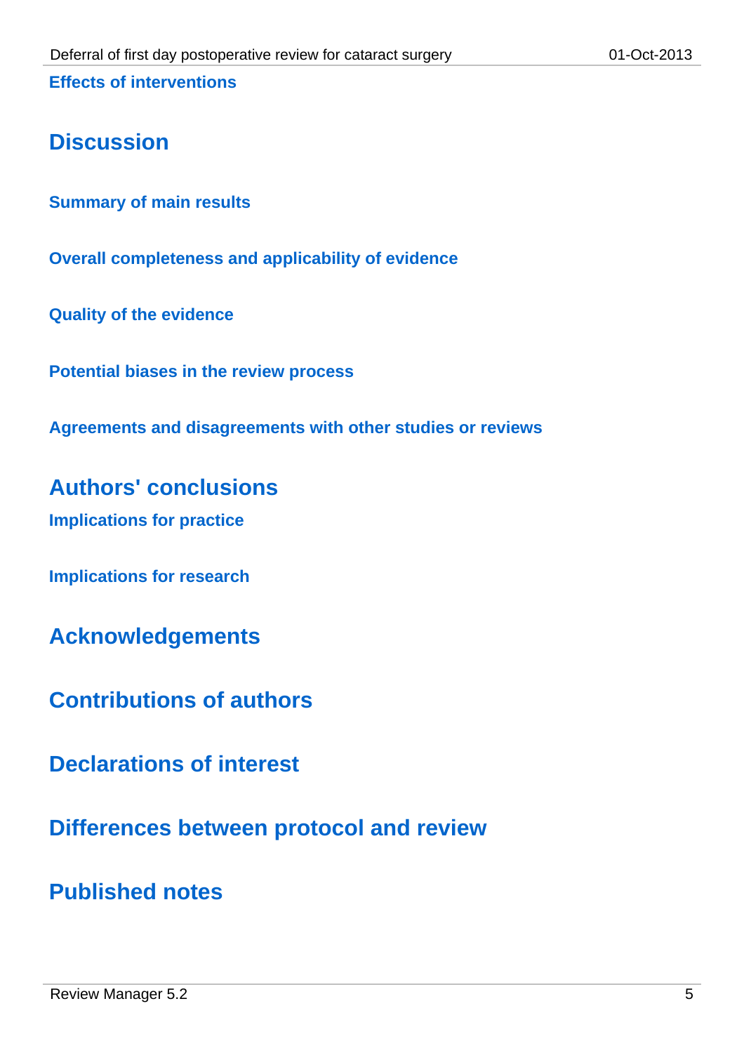### Effects of interventions

## Discussion

### Summary of main results

### Overall completeness and applicability of evidence

### Quality of the evidence

### Potential biases in the review process

### Agreements and disagreements with other studies or reviews

## Authors' conclusions

### Implications for practice

### Implications for research

## Acknowledgements

## Contributions of authors

## Declarations of interest

## Differences between protocol and review

## Published notes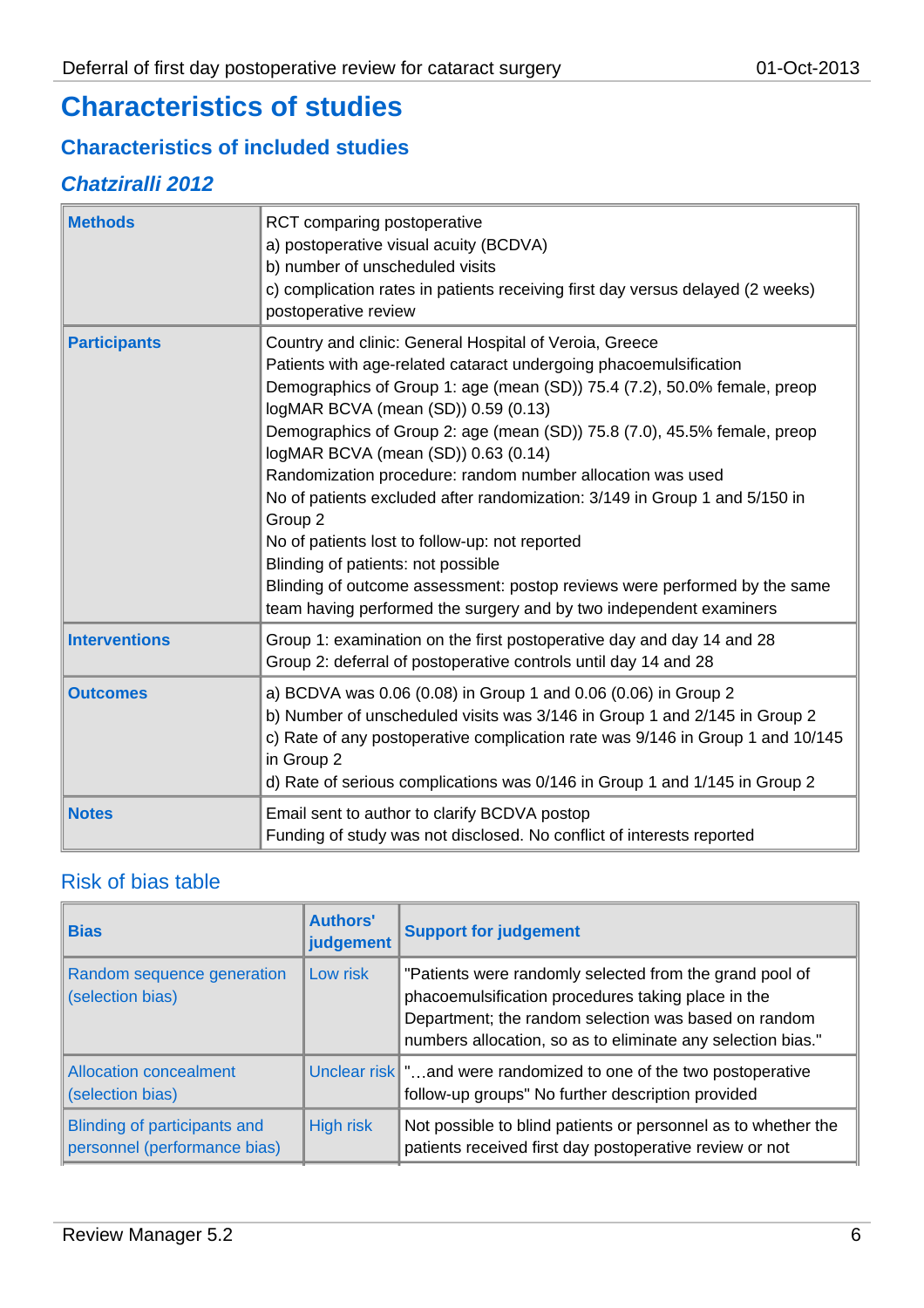# Characteristics of studies

## Characteristics of included studies

### *Chatziralli 2012*

| | |
|---|---|
| **Methods** | RCT comparing postoperative<br>a) postoperative visual acuity (BCDVA)<br>b) number of unscheduled visits<br>c) complication rates in patients receiving first day versus delayed (2 weeks) postoperative review |
| **Participants** | Country and clinic: General Hospital of Veroia, Greece<br>Patients with age-related cataract undergoing phacoemulsification<br>Demographics of Group 1: age (mean (SD)) 75.4 (7.2), 50.0% female, preop logMAR BCVA (mean (SD)) 0.59 (0.13)<br>Demographics of Group 2: age (mean (SD)) 75.8 (7.0), 45.5% female, preop logMAR BCVA (mean (SD)) 0.63 (0.14)<br>Randomization procedure: random number allocation was used<br>No of patients excluded after randomization: 3/149 in Group 1 and 5/150 in Group 2<br>No of patients lost to follow-up: not reported<br>Blinding of patients: not possible<br>Blinding of outcome assessment: postop reviews were performed by the same team having performed the surgery and by two independent examiners |
| **Interventions** | Group 1: examination on the first postoperative day and day 14 and 28<br>Group 2: deferral of postoperative controls until day 14 and 28 |
| **Outcomes** | a) BCDVA was 0.06 (0.08) in Group 1 and 0.06 (0.06) in Group 2<br>b) Number of unscheduled visits was 3/146 in Group 1 and 2/145 in Group 2<br>c) Rate of any postoperative complication rate was 9/146 in Group 1 and 10/145 in Group 2<br>d) Rate of serious complications was 0/146 in Group 1 and 1/145 in Group 2 |
| **Notes** | Email sent to author to clarify BCDVA postop<br>Funding of study was not disclosed. No conflict of interests reported |

#### Risk of bias table

| Bias | Authors' judgement | Support for judgement |
|---|---|---|
| Random sequence generation (selection bias) | Low risk | "Patients were randomly selected from the grand pool of phacoemulsification procedures taking place in the Department; the random selection was based on random numbers allocation, so as to eliminate any selection bias." |
| Allocation concealment (selection bias) | Unclear risk | "…and were randomized to one of the two postoperative follow-up groups" No further description provided |
| Blinding of participants and personnel (performance bias) | High risk | Not possible to blind patients or personnel as to whether the patients received first day postoperative review or not |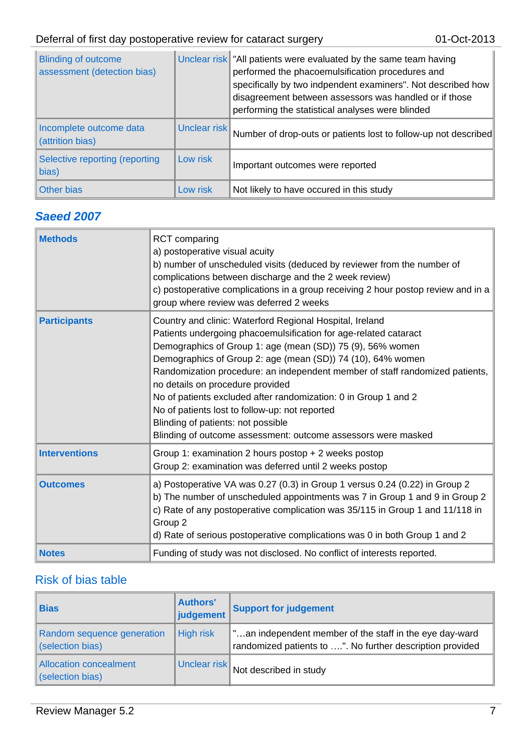| Bias | Authors' judgement | Support for judgement |
| --- | --- | --- |
| Blinding of outcome assessment (detection bias) | Unclear risk | "All patients were evaluated by the same team having performed the phacoemulsification procedures and specifically by two indpendent examiners". Not described how disagreement between assessors was handled or if those performing the statistical analyses were blinded |
| Incomplete outcome data (attrition bias) | Unclear risk | Number of drop-outs or patients lost to follow-up not described |
| Selective reporting (reporting bias) | Low risk | Important outcomes were reported |
| Other bias | Low risk | Not likely to have occured in this study |

## Saeed 2007

| | |
| --- | --- |
| **Methods** | RCT comparing<br>a) postoperative visual acuity<br>b) number of unscheduled visits (deduced by reviewer from the number of complications between discharge and the 2 week review)<br>c) postoperative complications in a group receiving 2 hour postop review and in a group where review was deferred 2 weeks |
| **Participants** | Country and clinic: Waterford Regional Hospital, Ireland<br>Patients undergoing phacoemulsification for age-related cataract<br>Demographics of Group 1: age (mean (SD)) 75 (9), 56% women<br>Demographics of Group 2: age (mean (SD)) 74 (10), 64% women<br>Randomization procedure: an independent member of staff randomized patients, no details on procedure provided<br>No of patients excluded after randomization: 0 in Group 1 and 2<br>No of patients lost to follow-up: not reported<br>Blinding of patients: not possible<br>Blinding of outcome assessment: outcome assessors were masked |
| **Interventions** | Group 1: examination 2 hours postop + 2 weeks postop<br>Group 2: examination was deferred until 2 weeks postop |
| **Outcomes** | a) Postoperative VA was 0.27 (0.3) in Group 1 versus 0.24 (0.22) in Group 2<br>b) The number of unscheduled appointments was 7 in Group 1 and 9 in Group 2<br>c) Rate of any postoperative complication was 35/115 in Group 1 and 11/118 in Group 2<br>d) Rate of serious postoperative complications was 0 in both Group 1 and 2 |
| **Notes** | Funding of study was not disclosed. No conflict of interests reported. |

### Risk of bias table

| Bias | Authors' judgement | Support for judgement |
| --- | --- | --- |
| Random sequence generation (selection bias) | High risk | "…an independent member of the staff in the eye day-ward randomized patients to ….". No further description provided |
| Allocation concealment (selection bias) | Unclear risk | Not described in study |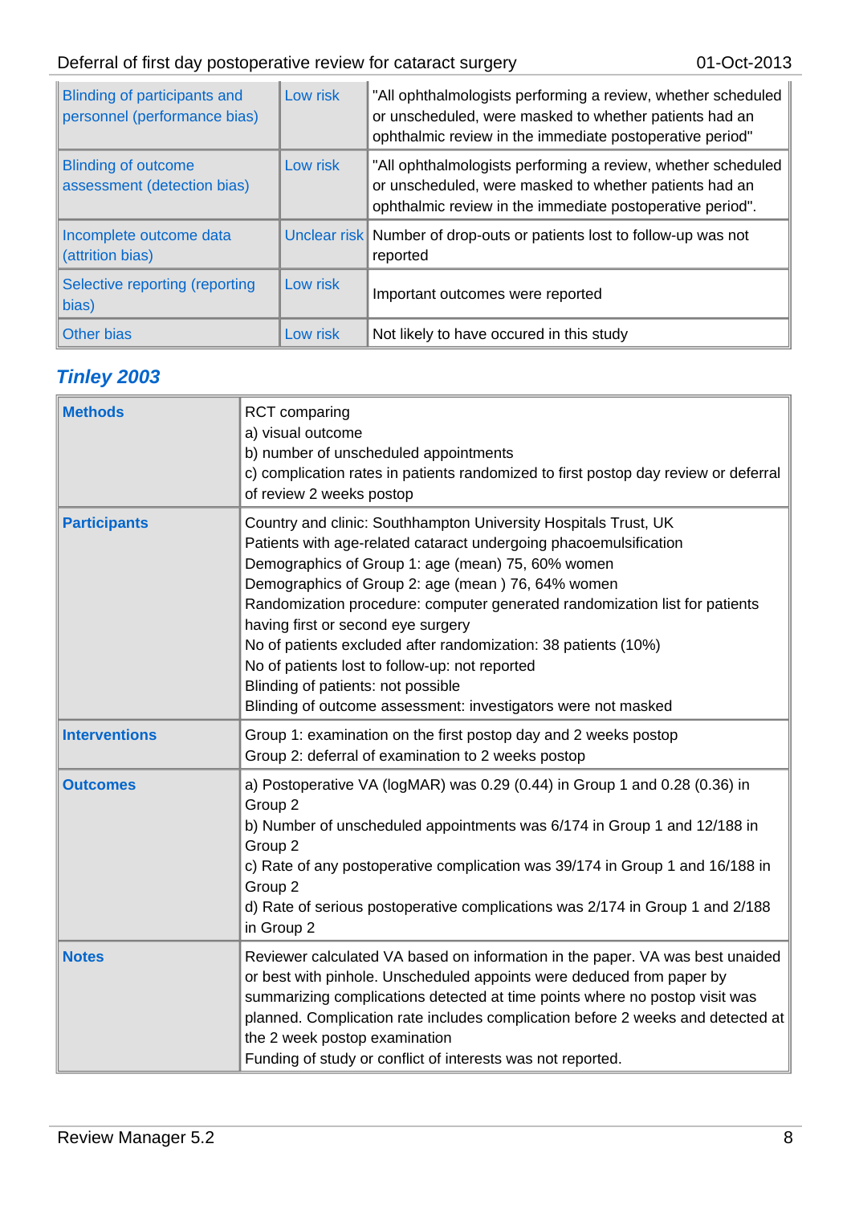| | | |
|---|---|---|
| Blinding of participants and personnel (performance bias) | Low risk | "All ophthalmologists performing a review, whether scheduled or unscheduled, were masked to whether patients had an ophthalmic review in the immediate postoperative period" |
| Blinding of outcome assessment (detection bias) | Low risk | "All ophthalmologists performing a review, whether scheduled or unscheduled, were masked to whether patients had an ophthalmic review in the immediate postoperative period". |
| Incomplete outcome data (attrition bias) | Unclear risk | Number of drop-outs or patients lost to follow-up was not reported |
| Selective reporting (reporting bias) | Low risk | Important outcomes were reported |
| Other bias | Low risk | Not likely to have occured in this study |

### Tinley 2003

| | |
|---|---|
| **Methods** | RCT comparing<br>a) visual outcome<br>b) number of unscheduled appointments<br>c) complication rates in patients randomized to first postop day review or deferral of review 2 weeks postop |
| **Participants** | Country and clinic: Southhampton University Hospitals Trust, UK<br>Patients with age-related cataract undergoing phacoemulsification<br>Demographics of Group 1: age (mean) 75, 60% women<br>Demographics of Group 2: age (mean ) 76, 64% women<br>Randomization procedure: computer generated randomization list for patients having first or second eye surgery<br>No of patients excluded after randomization: 38 patients (10%)<br>No of patients lost to follow-up: not reported<br>Blinding of patients: not possible<br>Blinding of outcome assessment: investigators were not masked |
| **Interventions** | Group 1: examination on the first postop day and 2 weeks postop<br>Group 2: deferral of examination to 2 weeks postop |
| **Outcomes** | a) Postoperative VA (logMAR) was 0.29 (0.44) in Group 1 and 0.28 (0.36) in Group 2<br>b) Number of unscheduled appointments was 6/174 in Group 1 and 12/188 in Group 2<br>c) Rate of any postoperative complication was 39/174 in Group 1 and 16/188 in Group 2<br>d) Rate of serious postoperative complications was 2/174 in Group 1 and 2/188 in Group 2 |
| **Notes** | Reviewer calculated VA based on information in the paper. VA was best unaided or best with pinhole. Unscheduled appoints were deduced from paper by summarizing complications detected at time points where no postop visit was planned. Complication rate includes complication before 2 weeks and detected at the 2 week postop examination<br>Funding of study or conflict of interests was not reported. |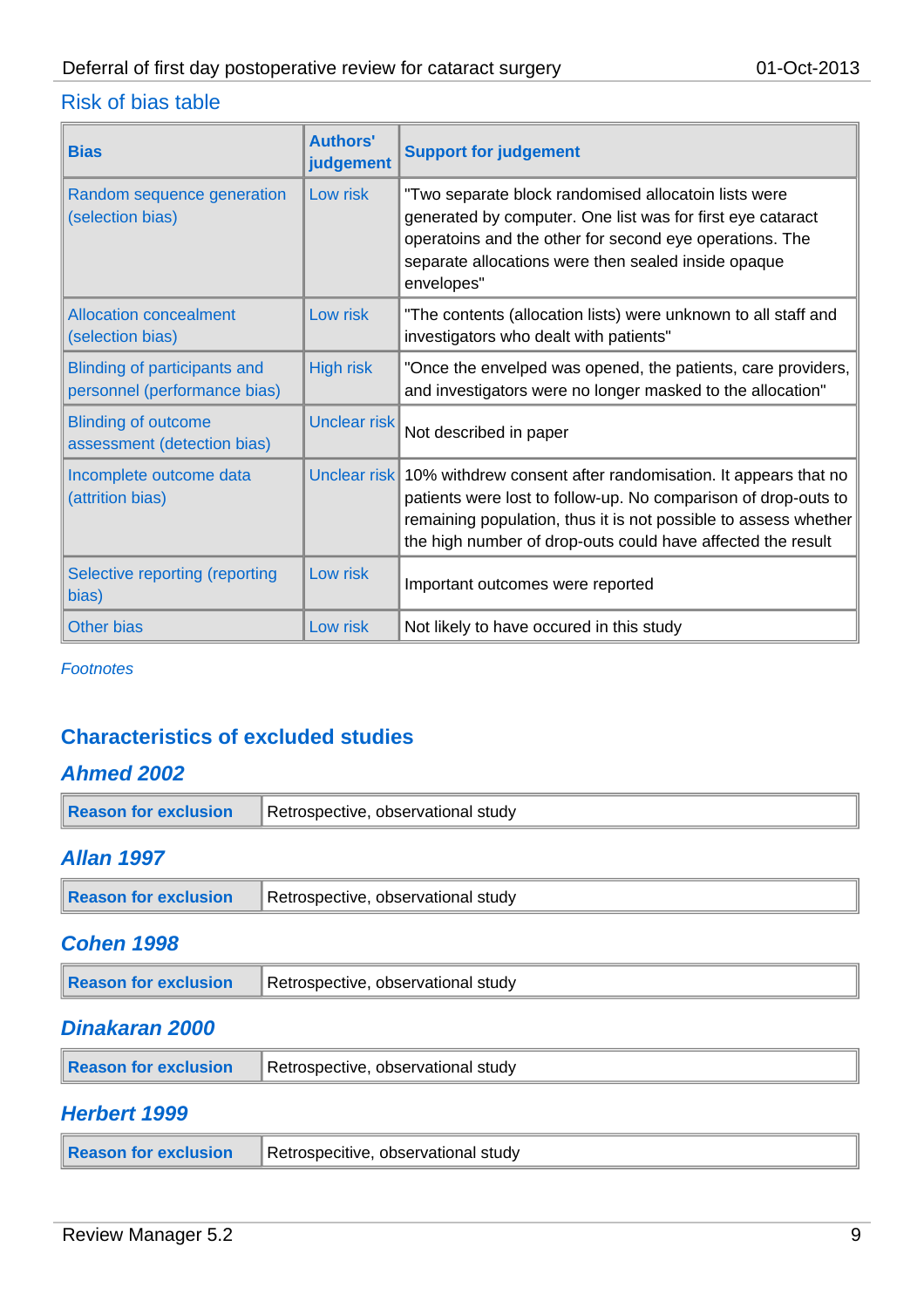### Risk of bias table

| Bias | Authors' judgement | Support for judgement |
| --- | --- | --- |
| Random sequence generation (selection bias) | Low risk | "Two separate block randomised allocatoin lists were generated by computer. One list was for first eye cataract operatoins and the other for second eye operations. The separate allocations were then sealed inside opaque envelopes" |
| Allocation concealment (selection bias) | Low risk | "The contents (allocation lists) were unknown to all staff and investigators who dealt with patients" |
| Blinding of participants and personnel (performance bias) | High risk | "Once the enveloped was opened, the patients, care providers, and investigators were no longer masked to the allocation" |
| Blinding of outcome assessment (detection bias) | Unclear risk | Not described in paper |
| Incomplete outcome data (attrition bias) | Unclear risk | 10% withdrew consent after randomisation. It appears that no patients were lost to follow-up. No comparison of drop-outs to remaining population, thus it is not possible to assess whether the high number of drop-outs could have affected the result |
| Selective reporting (reporting bias) | Low risk | Important outcomes were reported |
| Other bias | Low risk | Not likely to have occured in this study |

*Footnotes*

## Characteristics of excluded studies

### *Ahmed 2002*

| Reason for exclusion | Retrospective, observational study |
| --- | --- |

### *Allan 1997*

| Reason for exclusion | Retrospective, observational study |
| --- | --- |

### *Cohen 1998*

| Reason for exclusion | Retrospective, observational study |
| --- | --- |

### *Dinakaran 2000*

| Reason for exclusion | Retrospective, observational study |
| --- | --- |

### *Herbert 1999*

| Reason for exclusion | Retrospecitive, observational study |
| --- | --- |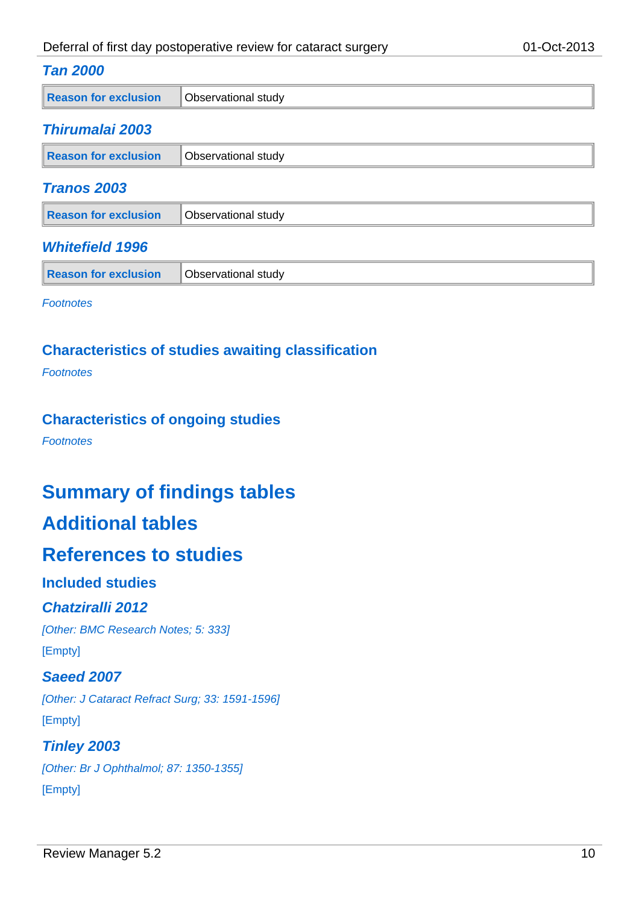### *Tan 2000*

| Reason for exclusion | Observational study |
|---|---|

### *Thirumalai 2003*

| Reason for exclusion | Observational study |
|---|---|

### *Tranos 2003*

| Reason for exclusion | Observational study |
|---|---|

### *Whitefield 1996*

| Reason for exclusion | Observational study |
|---|---|

*Footnotes*

## Characteristics of studies awaiting classification

*Footnotes*

## Characteristics of ongoing studies

*Footnotes*

# Summary of findings tables

# Additional tables

# References to studies

## Included studies

### *Chatziralli 2012*

*[Other: BMC Research Notes; 5: 333]*

[Empty]

### *Saeed 2007*

*[Other: J Cataract Refract Surg; 33: 1591-1596]*

[Empty]

### *Tinley 2003*

*[Other: Br J Ophthalmol; 87: 1350-1355]*

[Empty]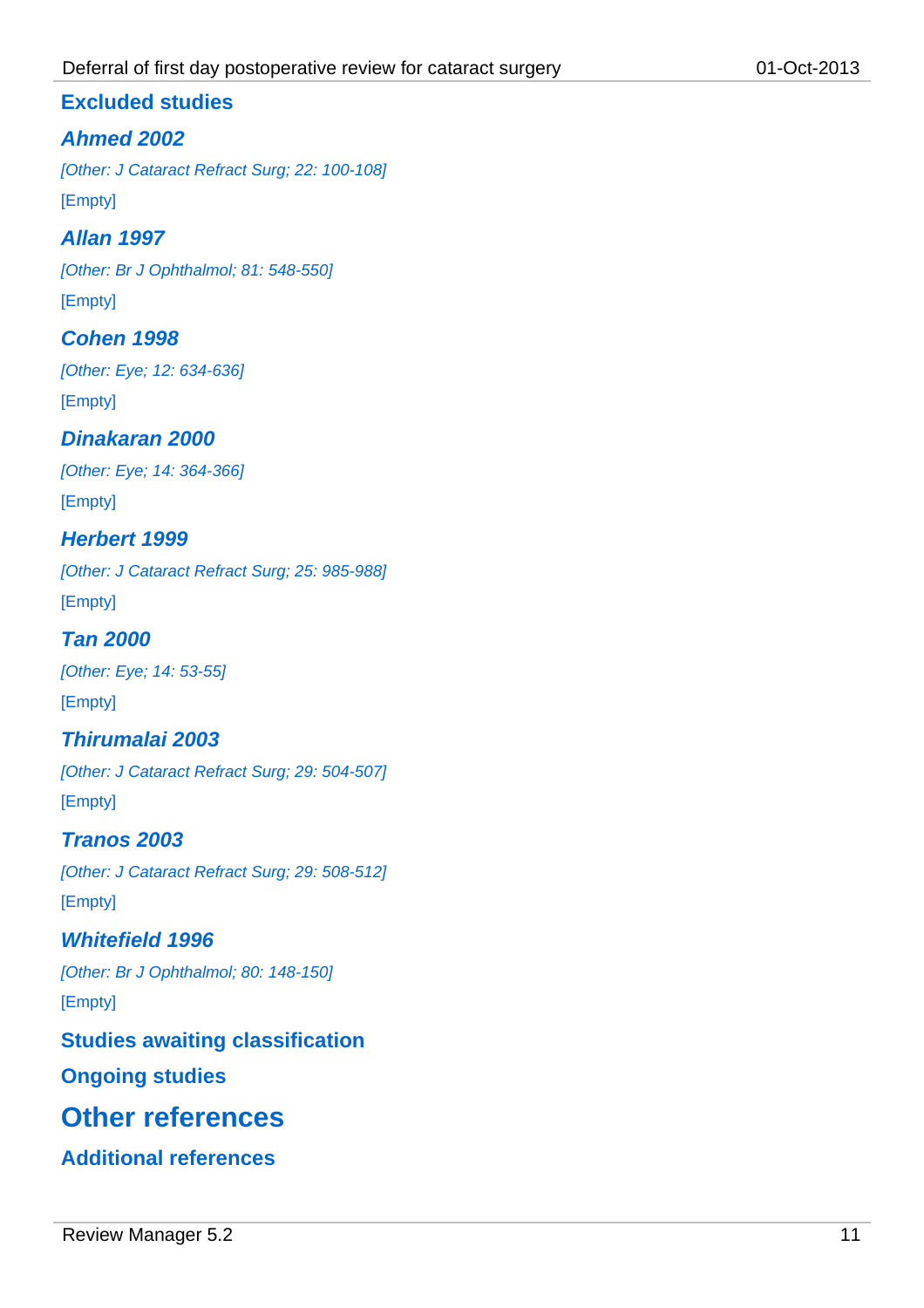## Excluded studies

### *Ahmed 2002*

*[Other: J Cataract Refract Surg; 22: 100-108]*

[Empty]

### *Allan 1997*

*[Other: Br J Ophthalmol; 81: 548-550]*

[Empty]

### *Cohen 1998*

*[Other: Eye; 12: 634-636]*

[Empty]

### *Dinakaran 2000*

*[Other: Eye; 14: 364-366]*

[Empty]

### *Herbert 1999*

*[Other: J Cataract Refract Surg; 25: 985-988]*

[Empty]

### *Tan 2000*

*[Other: Eye; 14: 53-55]*

[Empty]

### *Thirumalai 2003*

*[Other: J Cataract Refract Surg; 29: 504-507]*

[Empty]

### *Tranos 2003*

*[Other: J Cataract Refract Surg; 29: 508-512]*

[Empty]

### *Whitefield 1996*

*[Other: Br J Ophthalmol; 80: 148-150]*

[Empty]

## Studies awaiting classification

## Ongoing studies

# Other references

## Additional references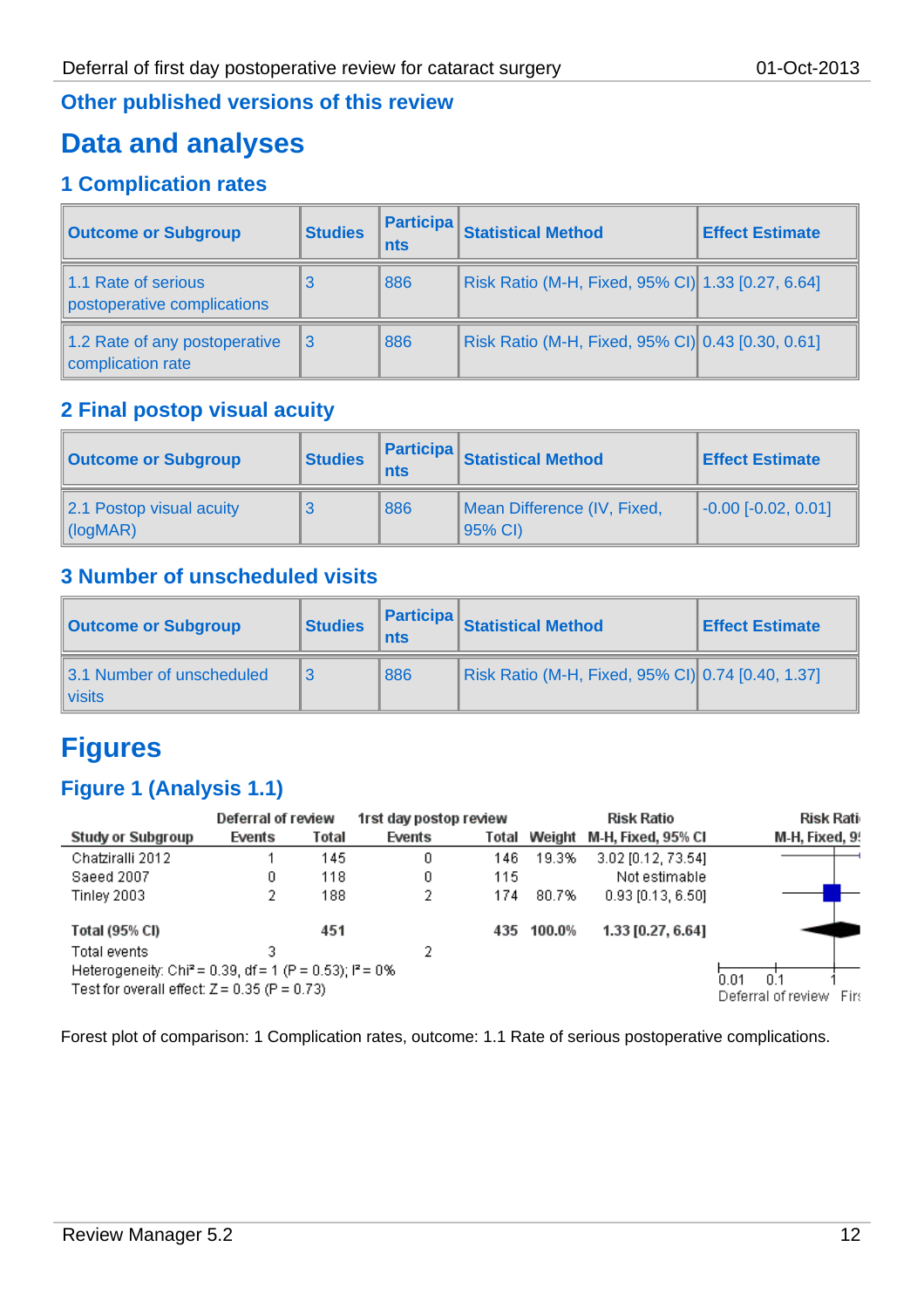## Other published versions of this review

# Data and analyses

## 1 Complication rates

| Outcome or Subgroup | Studies | Participants | Statistical Method | Effect Estimate |
|---|---|---|---|---|
| 1.1 Rate of serious postoperative complications | 3 | 886 | Risk Ratio (M-H, Fixed, 95% CI) | 1.33 [0.27, 6.64] |
| 1.2 Rate of any postoperative complication rate | 3 | 886 | Risk Ratio (M-H, Fixed, 95% CI) | 0.43 [0.30, 0.61] |

## 2 Final postop visual acuity

| Outcome or Subgroup | Studies | Participants | Statistical Method | Effect Estimate |
|---|---|---|---|---|
| 2.1 Postop visual acuity (logMAR) | 3 | 886 | Mean Difference (IV, Fixed, 95% CI) | -0.00 [-0.02, 0.01] |

## 3 Number of unscheduled visits

| Outcome or Subgroup | Studies | Participants | Statistical Method | Effect Estimate |
|---|---|---|---|---|
| 3.1 Number of unscheduled visits | 3 | 886 | Risk Ratio (M-H, Fixed, 95% CI) | 0.74 [0.40, 1.37] |

# Figures

## Figure 1 (Analysis 1.1)

| Study or Subgroup | Deferral of review Events | Deferral of review Total | 1rst day postop review Events | 1rst day postop review Total | Weight | Risk Ratio M-H, Fixed, 95% CI |
|---|---|---|---|---|---|---|
| Chatziralli 2012 | 1 | 145 | 0 | 146 | 19.3% | 3.02 [0.12, 73.54] |
| Saeed 2007 | 0 | 118 | 0 | 115 | | Not estimable |
| Tinley 2003 | 2 | 188 | 2 | 174 | 80.7% | 0.93 [0.13, 6.50] |
| **Total (95% CI)** | | **451** | | **435** | **100.0%** | **1.33 [0.27, 6.64]** |
| Total events | 3 | | 2 | | | |

Heterogeneity: $Chi^2 = 0.39$, df = 1 (P = 0.53); $I^2 = 0\%$

Test for overall effect: Z = 0.35 (P = 0.73)

Forest plot of comparison: 1 Complication rates, outcome: 1.1 Rate of serious postoperative complications.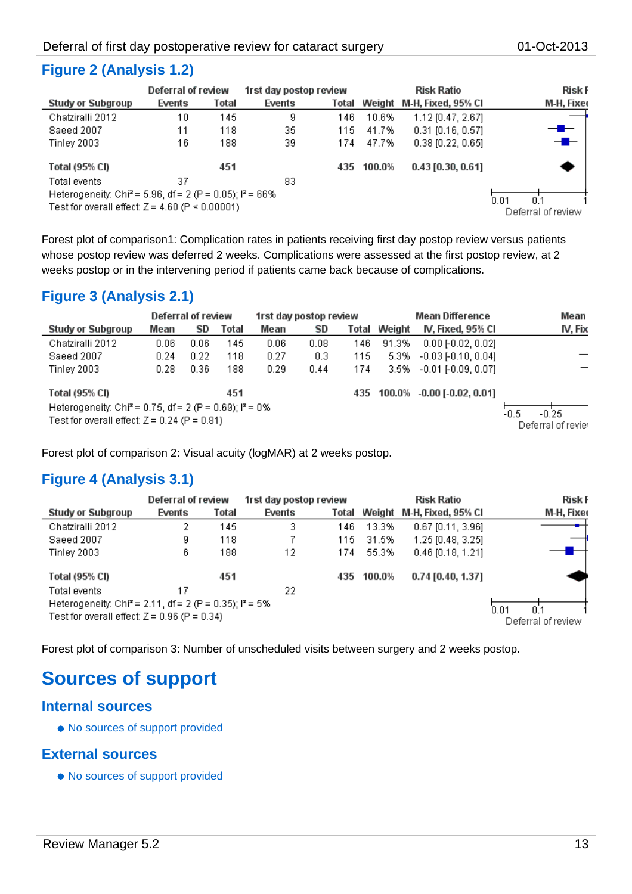## Figure 2 (Analysis 1.2)

| Study or Subgroup | Deferral of review Events | Deferral of review Total | 1rst day postop review Events | 1rst day postop review Total | Weight | Risk Ratio M-H, Fixed, 95% CI |
|---|---|---|---|---|---|---|
| Chatziralli 2012 | 10 | 145 | 9 | 146 | 10.6% | 1.12 [0.47, 2.67] |
| Saeed 2007 | 11 | 118 | 35 | 115 | 41.7% | 0.31 [0.16, 0.57] |
| Tinley 2003 | 16 | 188 | 39 | 174 | 47.7% | 0.38 [0.22, 0.65] |
| **Total (95% CI)** | | **451** | | **435** | **100.0%** | **0.43 [0.30, 0.61]** |
| Total events | 37 | | 83 | | | |

Heterogeneity: Chi² = 5.96, df = 2 (P = 0.05); I² = 66%
Test for overall effect: Z = 4.60 (P < 0.00001)

Forest plot of comparison1: Complication rates in patients receiving first day postop review versus patients whose postop review was deferred 2 weeks. Complications were assessed at the first postop review, at 2 weeks postop or in the intervening period if patients came back because of complications.

## Figure 3 (Analysis 2.1)

| Study or Subgroup | Deferral of review Mean | Deferral of review SD | Deferral of review Total | 1rst day postop review Mean | 1rst day postop review SD | 1rst day postop review Total | Weight | Mean Difference IV, Fixed, 95% CI |
|---|---|---|---|---|---|---|---|---|
| Chatziralli 2012 | 0.06 | 0.06 | 145 | 0.06 | 0.08 | 146 | 91.3% | 0.00 [-0.02, 0.02] |
| Saeed 2007 | 0.24 | 0.22 | 118 | 0.27 | 0.3 | 115 | 5.3% | -0.03 [-0.10, 0.04] |
| Tinley 2003 | 0.28 | 0.36 | 188 | 0.29 | 0.44 | 174 | 3.5% | -0.01 [-0.09, 0.07] |
| **Total (95% CI)** | | | **451** | | | **435** | **100.0%** | **-0.00 [-0.02, 0.01]** |

Heterogeneity: Chi² = 0.75, df = 2 (P = 0.69); I² = 0%
Test for overall effect: Z = 0.24 (P = 0.81)

Forest plot of comparison 2: Visual acuity (logMAR) at 2 weeks postop.

## Figure 4 (Analysis 3.1)

| Study or Subgroup | Deferral of review Events | Deferral of review Total | 1rst day postop review Events | 1rst day postop review Total | Weight | Risk Ratio M-H, Fixed, 95% CI |
|---|---|---|---|---|---|---|
| Chatziralli 2012 | 2 | 145 | 3 | 146 | 13.3% | 0.67 [0.11, 3.96] |
| Saeed 2007 | 9 | 118 | 7 | 115 | 31.5% | 1.25 [0.48, 3.25] |
| Tinley 2003 | 6 | 188 | 12 | 174 | 55.3% | 0.46 [0.18, 1.21] |
| **Total (95% CI)** | | **451** | | **435** | **100.0%** | **0.74 [0.40, 1.37]** |
| Total events | 17 | | 22 | | | |

Heterogeneity: Chi² = 2.11, df = 2 (P = 0.35); I² = 5%
Test for overall effect: Z = 0.96 (P = 0.34)

Forest plot of comparison 3: Number of unscheduled visits between surgery and 2 weeks postop.

# Sources of support

## Internal sources

- No sources of support provided

## External sources

- No sources of support provided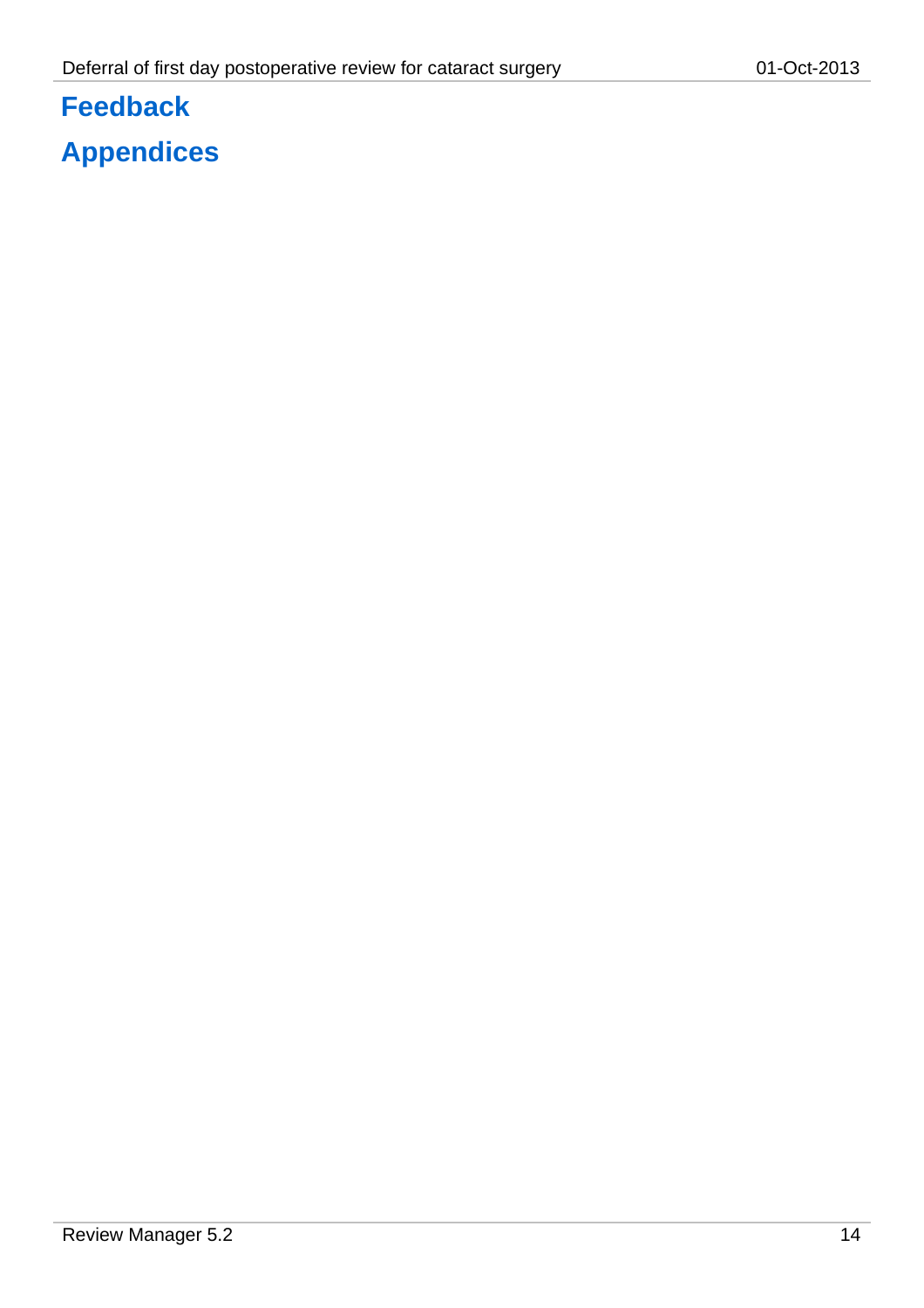# Feedback

# Appendices